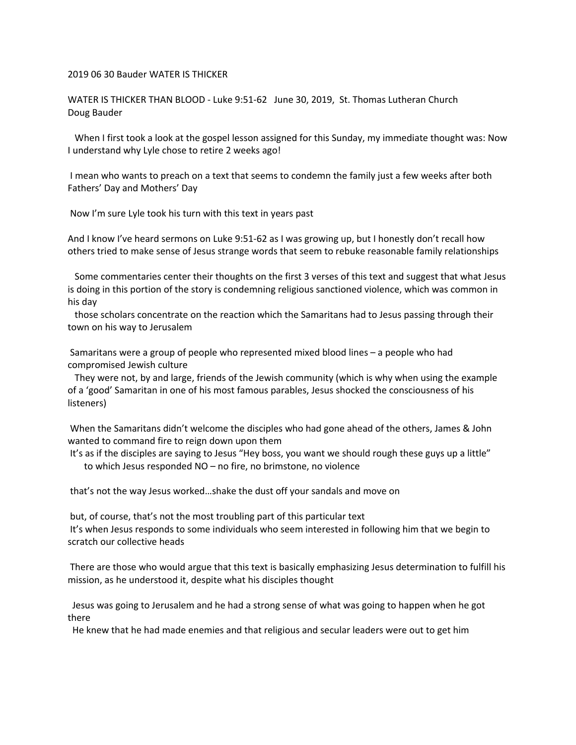2019 06 30 Bauder WATER IS THICKER

WATER IS THICKER THAN BLOOD - Luke 9:51-62 June 30, 2019, St. Thomas Lutheran Church
Doug Bauder

When I first took a look at the gospel lesson assigned for this Sunday, my immediate thought was: Now I understand why Lyle chose to retire 2 weeks ago!

I mean who wants to preach on a text that seems to condemn the family just a few weeks after both Fathers' Day and Mothers' Day

Now I'm sure Lyle took his turn with this text in years past

And I know I've heard sermons on Luke 9:51-62 as I was growing up, but I honestly don't recall how others tried to make sense of Jesus strange words that seem to rebuke reasonable family relationships

Some commentaries center their thoughts on the first 3 verses of this text and suggest that what Jesus is doing in this portion of the story is condemning religious sanctioned violence, which was common in his day

those scholars concentrate on the reaction which the Samaritans had to Jesus passing through their town on his way to Jerusalem

Samaritans were a group of people who represented mixed blood lines – a people who had compromised Jewish culture

They were not, by and large, friends of the Jewish community (which is why when using the example of a 'good' Samaritan in one of his most famous parables, Jesus shocked the consciousness of his listeners)

When the Samaritans didn't welcome the disciples who had gone ahead of the others, James & John wanted to command fire to reign down upon them

It's as if the disciples are saying to Jesus "Hey boss, you want we should rough these guys up a little"

to which Jesus responded NO – no fire, no brimstone, no violence

that's not the way Jesus worked…shake the dust off your sandals and move on

but, of course, that's not the most troubling part of this particular text

It's when Jesus responds to some individuals who seem interested in following him that we begin to scratch our collective heads

There are those who would argue that this text is basically emphasizing Jesus determination to fulfill his mission, as he understood it, despite what his disciples thought

Jesus was going to Jerusalem and he had a strong sense of what was going to happen when he got there

He knew that he had made enemies and that religious and secular leaders were out to get him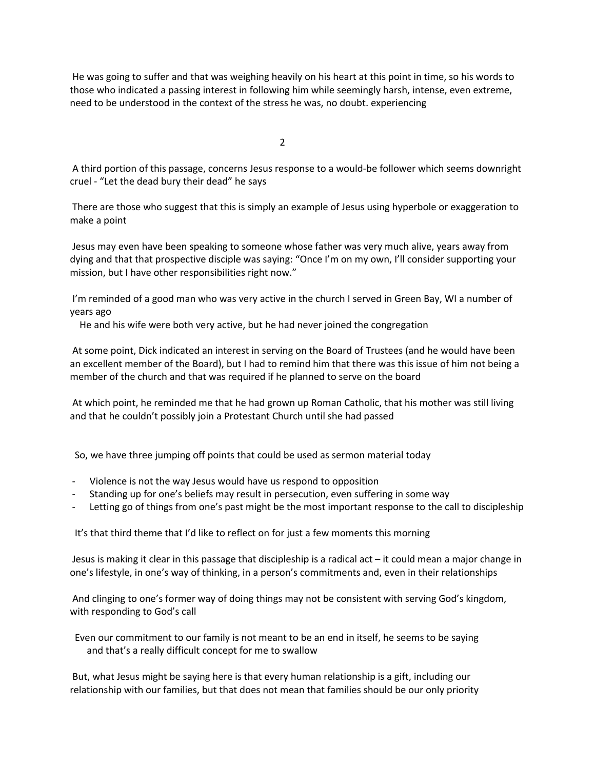He was going to suffer and that was weighing heavily on his heart at this point in time, so his words to those who indicated a passing interest in following him while seemingly harsh, intense, even extreme, need to be understood in the context of the stress he was, no doubt. experiencing

A third portion of this passage, concerns Jesus response to a would-be follower which seems downright cruel - "Let the dead bury their dead" he says

There are those who suggest that this is simply an example of Jesus using hyperbole or exaggeration to make a point

Jesus may even have been speaking to someone whose father was very much alive, years away from dying and that that prospective disciple was saying: "Once I'm on my own, I'll consider supporting your mission, but I have other responsibilities right now."

I'm reminded of a good man who was very active in the church I served in Green Bay, WI a number of years ago
He and his wife were both very active, but he had never joined the congregation

At some point, Dick indicated an interest in serving on the Board of Trustees (and he would have been an excellent member of the Board), but I had to remind him that there was this issue of him not being a member of the church and that was required if he planned to serve on the board

At which point, he reminded me that he had grown up Roman Catholic, that his mother was still living and that he couldn't possibly join a Protestant Church until she had passed

So, we have three jumping off points that could be used as sermon material today

- Violence is not the way Jesus would have us respond to opposition
- Standing up for one's beliefs may result in persecution, even suffering in some way
- Letting go of things from one's past might be the most important response to the call to discipleship

It's that third theme that I'd like to reflect on for just a few moments this morning

Jesus is making it clear in this passage that discipleship is a radical act – it could mean a major change in one's lifestyle, in one's way of thinking, in a person's commitments and, even in their relationships

And clinging to one's former way of doing things may not be consistent with serving God's kingdom, with responding to God's call

Even our commitment to our family is not meant to be an end in itself, he seems to be saying
and that's a really difficult concept for me to swallow

But, what Jesus might be saying here is that every human relationship is a gift, including our relationship with our families, but that does not mean that families should be our only priority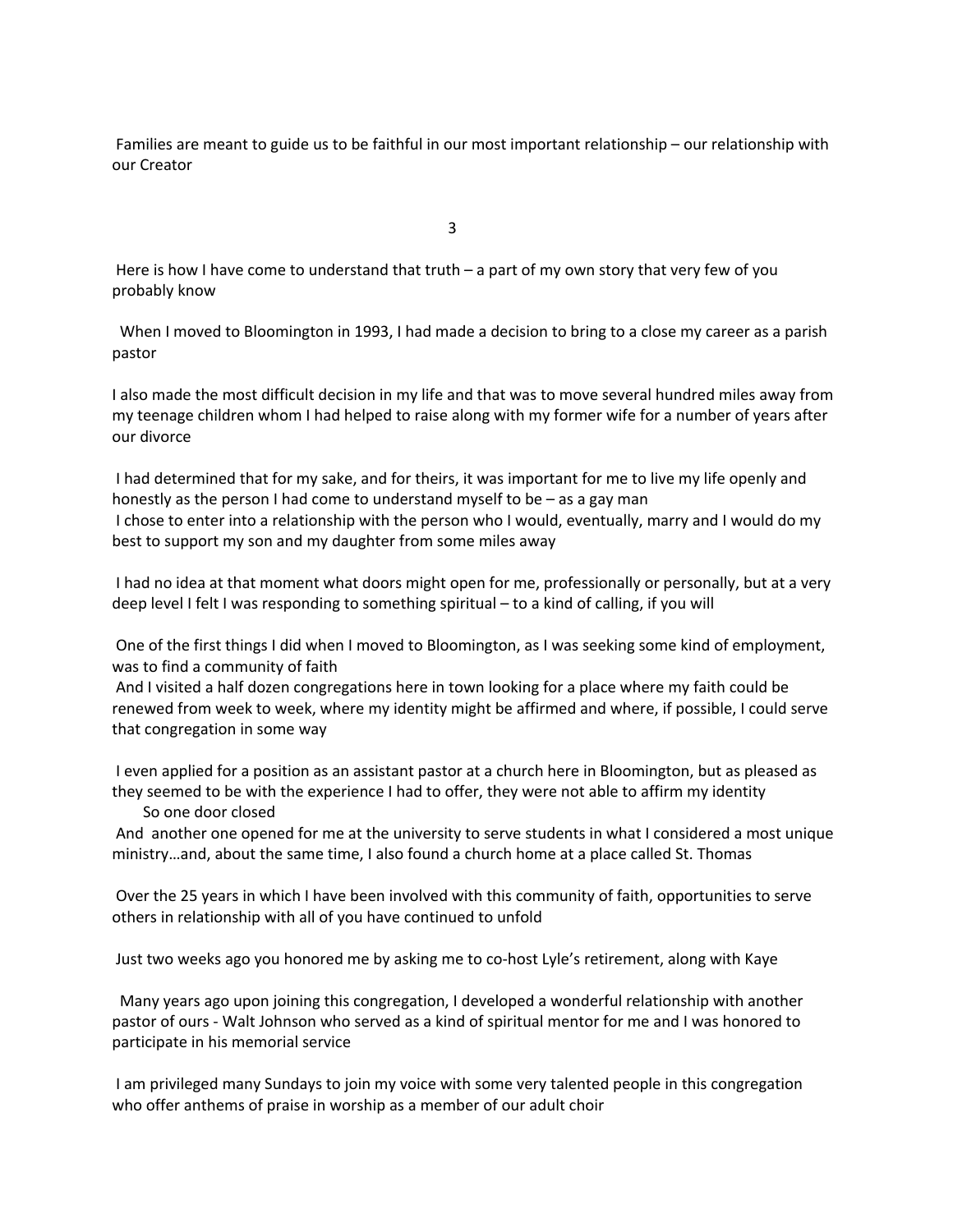Families are meant to guide us to be faithful in our most important relationship – our relationship with our Creator

3

Here is how I have come to understand that truth – a part of my own story that very few of you probably know

When I moved to Bloomington in 1993, I had made a decision to bring to a close my career as a parish pastor

I also made the most difficult decision in my life and that was to move several hundred miles away from my teenage children whom I had helped to raise along with my former wife for a number of years after our divorce

I had determined that for my sake, and for theirs, it was important for me to live my life openly and honestly as the person I had come to understand myself to be – as a gay man

I chose to enter into a relationship with the person who I would, eventually, marry and I would do my best to support my son and my daughter from some miles away

I had no idea at that moment what doors might open for me, professionally or personally, but at a very deep level I felt I was responding to something spiritual – to a kind of calling, if you will

One of the first things I did when I moved to Bloomington, as I was seeking some kind of employment, was to find a community of faith

And I visited a half dozen congregations here in town looking for a place where my faith could be renewed from week to week, where my identity might be affirmed and where, if possible, I could serve that congregation in some way

I even applied for a position as an assistant pastor at a church here in Bloomington, but as pleased as they seemed to be with the experience I had to offer, they were not able to affirm my identity

So one door closed

And another one opened for me at the university to serve students in what I considered a most unique ministry…and, about the same time, I also found a church home at a place called St. Thomas

Over the 25 years in which I have been involved with this community of faith, opportunities to serve others in relationship with all of you have continued to unfold

Just two weeks ago you honored me by asking me to co-host Lyle's retirement, along with Kaye

Many years ago upon joining this congregation, I developed a wonderful relationship with another pastor of ours - Walt Johnson who served as a kind of spiritual mentor for me and I was honored to participate in his memorial service

I am privileged many Sundays to join my voice with some very talented people in this congregation who offer anthems of praise in worship as a member of our adult choir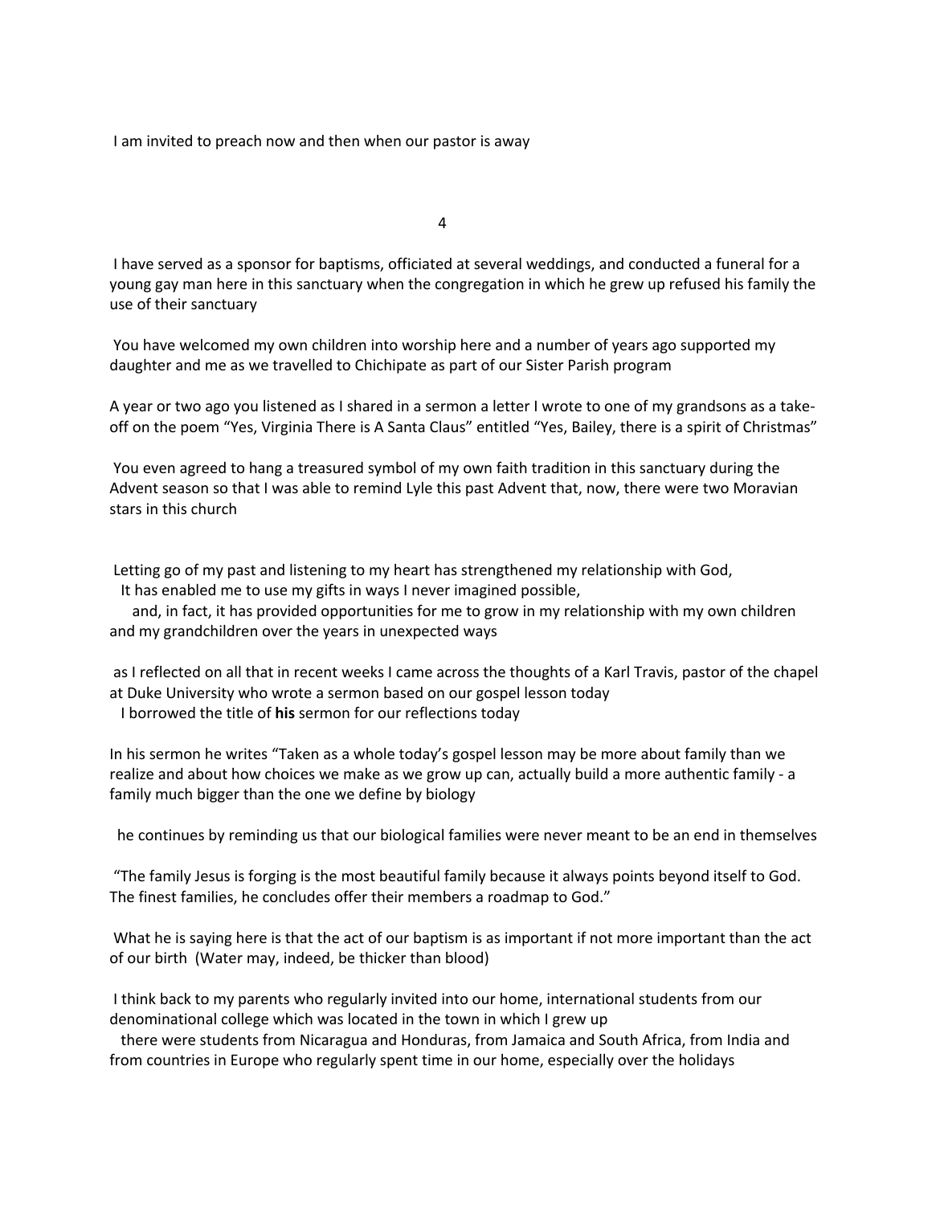I am invited to preach now and then when our pastor is away

I have served as a sponsor for baptisms, officiated at several weddings, and conducted a funeral for a young gay man here in this sanctuary when the congregation in which he grew up refused his family the use of their sanctuary

You have welcomed my own children into worship here and a number of years ago supported my daughter and me as we travelled to Chichipate as part of our Sister Parish program

A year or two ago you listened as I shared in a sermon a letter I wrote to one of my grandsons as a take-off on the poem "Yes, Virginia There is A Santa Claus" entitled "Yes, Bailey, there is a spirit of Christmas"

You even agreed to hang a treasured symbol of my own faith tradition in this sanctuary during the Advent season so that I was able to remind Lyle this past Advent that, now, there were two Moravian stars in this church

Letting go of my past and listening to my heart has strengthened my relationship with God,
It has enabled me to use my gifts in ways I never imagined possible,
and, in fact, it has provided opportunities for me to grow in my relationship with my own children and my grandchildren over the years in unexpected ways

as I reflected on all that in recent weeks I came across the thoughts of a Karl Travis, pastor of the chapel at Duke University who wrote a sermon based on our gospel lesson today
I borrowed the title of **his** sermon for our reflections today

In his sermon he writes "Taken as a whole today's gospel lesson may be more about family than we realize and about how choices we make as we grow up can, actually build a more authentic family - a family much bigger than the one we define by biology

he continues by reminding us that our biological families were never meant to be an end in themselves

"The family Jesus is forging is the most beautiful family because it always points beyond itself to God. The finest families, he concludes offer their members a roadmap to God."

What he is saying here is that the act of our baptism is as important if not more important than the act of our birth (Water may, indeed, be thicker than blood)

I think back to my parents who regularly invited into our home, international students from our denominational college which was located in the town in which I grew up
there were students from Nicaragua and Honduras, from Jamaica and South Africa, from India and from countries in Europe who regularly spent time in our home, especially over the holidays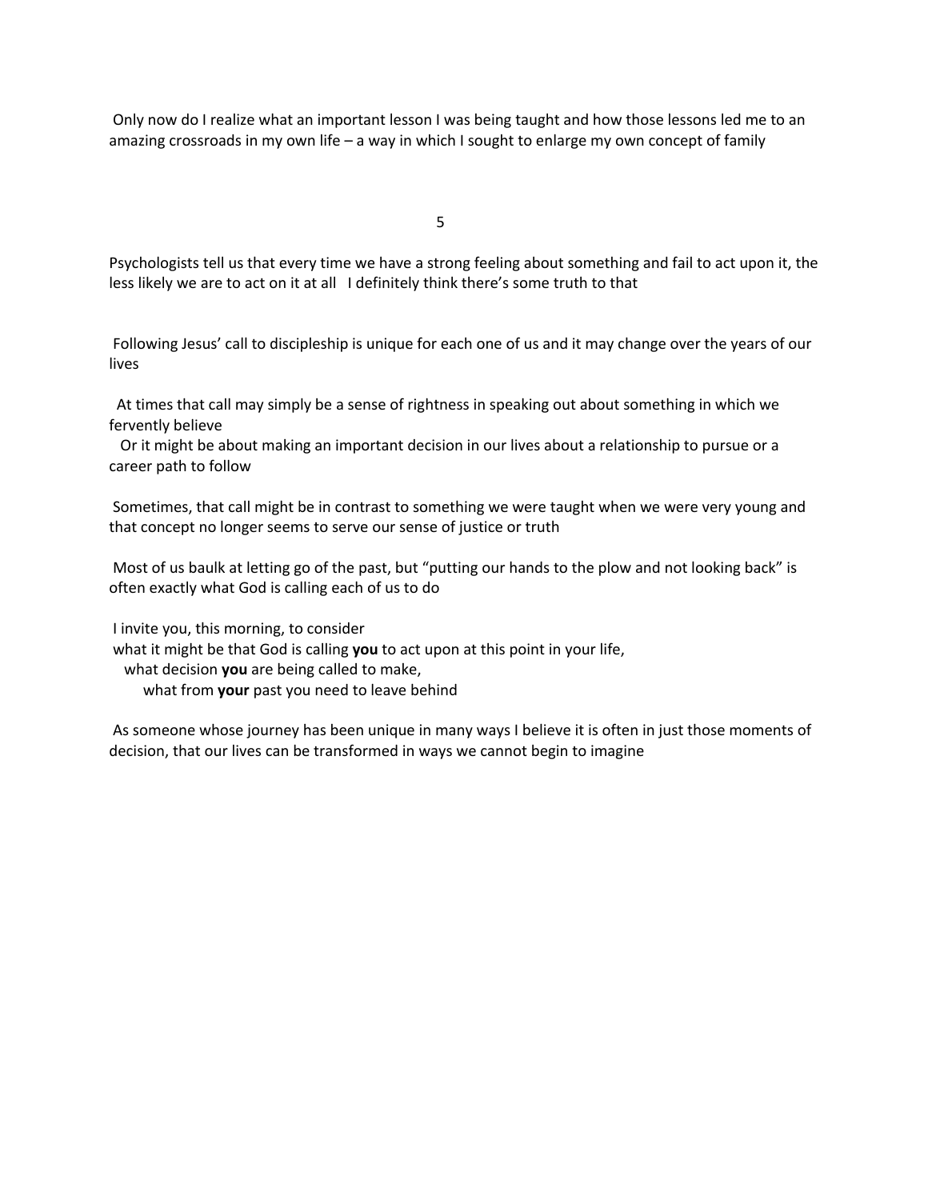Only now do I realize what an important lesson I was being taught and how those lessons led me to an amazing crossroads in my own life – a way in which I sought to enlarge my own concept of family

5

Psychologists tell us that every time we have a strong feeling about something and fail to act upon it, the less likely we are to act on it at all   I definitely think there's some truth to that

Following Jesus' call to discipleship is unique for each one of us and it may change over the years of our lives

At times that call may simply be a sense of rightness in speaking out about something in which we fervently believe

Or it might be about making an important decision in our lives about a relationship to pursue or a career path to follow

Sometimes, that call might be in contrast to something we were taught when we were very young and that concept no longer seems to serve our sense of justice or truth

Most of us baulk at letting go of the past, but "putting our hands to the plow and not looking back" is often exactly what God is calling each of us to do

I invite you, this morning, to consider
what it might be that God is calling **you** to act upon at this point in your life,
what decision **you** are being called to make,
what from **your** past you need to leave behind

As someone whose journey has been unique in many ways I believe it is often in just those moments of decision, that our lives can be transformed in ways we cannot begin to imagine